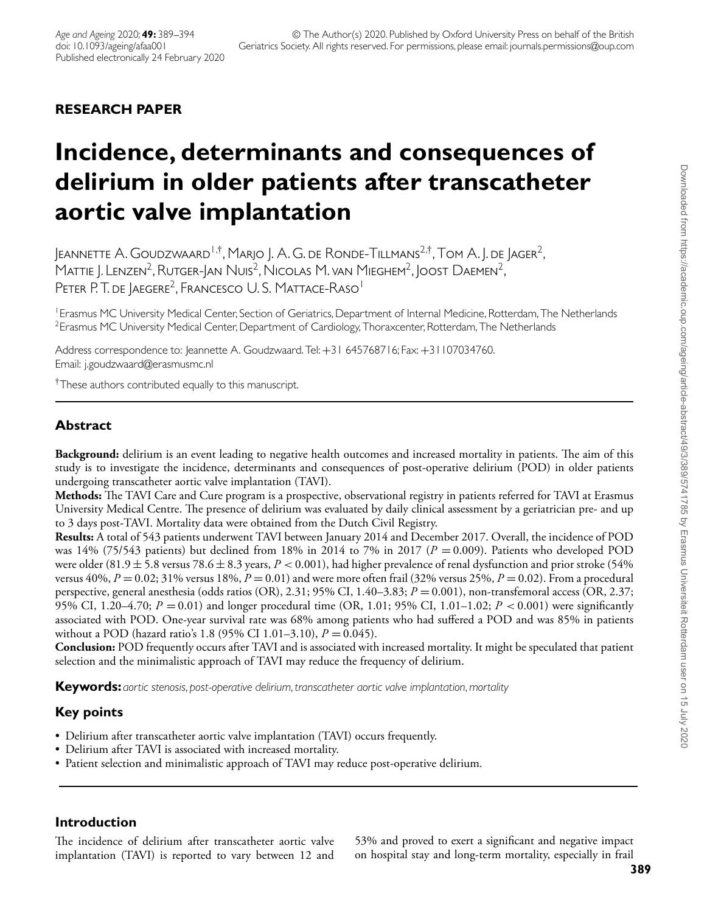**RESEARCH PAPER**

# Incidence, determinants and consequences of delirium in older patients after transcatheter aortic valve implantation

Jeannette A. Goudzwaard[1,†], Marjo J. A. G. de Ronde-Tillmans[2,†], Tom A. J. de Jager[2], Mattie J. Lenzen[2], Rutger-Jan Nuis[2], Nicolas M. van Mieghem[2], Joost Daemen[2], Peter P. T. de Jaegere[2], Francesco U. S. Mattace-Raso[1]

[1]Erasmus MC University Medical Center, Section of Geriatrics, Department of Internal Medicine, Rotterdam, The Netherlands
[2]Erasmus MC University Medical Center, Department of Cardiology, Thoraxcenter, Rotterdam, The Netherlands

Address correspondence to: Jeannette A. Goudzwaard. Tel: +31 645768716; Fax: +31107034760. Email: j.goudzwaard@erasmusmc.nl

[†]These authors contributed equally to this manuscript.

## Abstract

**Background:** delirium is an event leading to negative health outcomes and increased mortality in patients. The aim of this study is to investigate the incidence, determinants and consequences of post-operative delirium (POD) in older patients undergoing transcatheter aortic valve implantation (TAVI).

**Methods:** The TAVI Care and Cure program is a prospective, observational registry in patients referred for TAVI at Erasmus University Medical Centre. The presence of delirium was evaluated by daily clinical assessment by a geriatrician pre- and up to 3 days post-TAVI. Mortality data were obtained from the Dutch Civil Registry.

**Results:** A total of 543 patients underwent TAVI between January 2014 and December 2017. Overall, the incidence of POD was 14% (75/543 patients) but declined from 18% in 2014 to 7% in 2017 ($P = 0.009$). Patients who developed POD were older (81.9 ± 5.8 versus 78.6 ± 8.3 years, $P < 0.001$), had higher prevalence of renal dysfunction and prior stroke (54% versus 40%, $P = 0.02$; 31% versus 18%, $P = 0.01$) and were more often frail (32% versus 25%, $P = 0.02$). From a procedural perspective, general anesthesia (odds ratios (OR), 2.31; 95% CI, 1.40–3.83; $P = 0.001$), non-transfemoral access (OR, 2.37; 95% CI, 1.20–4.70; $P = 0.01$) and longer procedural time (OR, 1.01; 95% CI, 1.01–1.02; $P < 0.001$) were significantly associated with POD. One-year survival rate was 68% among patients who had suffered a POD and was 85% in patients without a POD (hazard ratio's 1.8 (95% CI 1.01–3.10), $P = 0.045$).

**Conclusion:** POD frequently occurs after TAVI and is associated with increased mortality. It might be speculated that patient selection and the minimalistic approach of TAVI may reduce the frequency of delirium.

**Keywords:** *aortic stenosis, post-operative delirium, transcatheter aortic valve implantation, mortality*

## Key points

- Delirium after transcatheter aortic valve implantation (TAVI) occurs frequently.
- Delirium after TAVI is associated with increased mortality.
- Patient selection and minimalistic approach of TAVI may reduce post-operative delirium.

## Introduction

The incidence of delirium after transcatheter aortic valve implantation (TAVI) is reported to vary between 12 and 53% and proved to exert a significant and negative impact on hospital stay and long-term mortality, especially in frail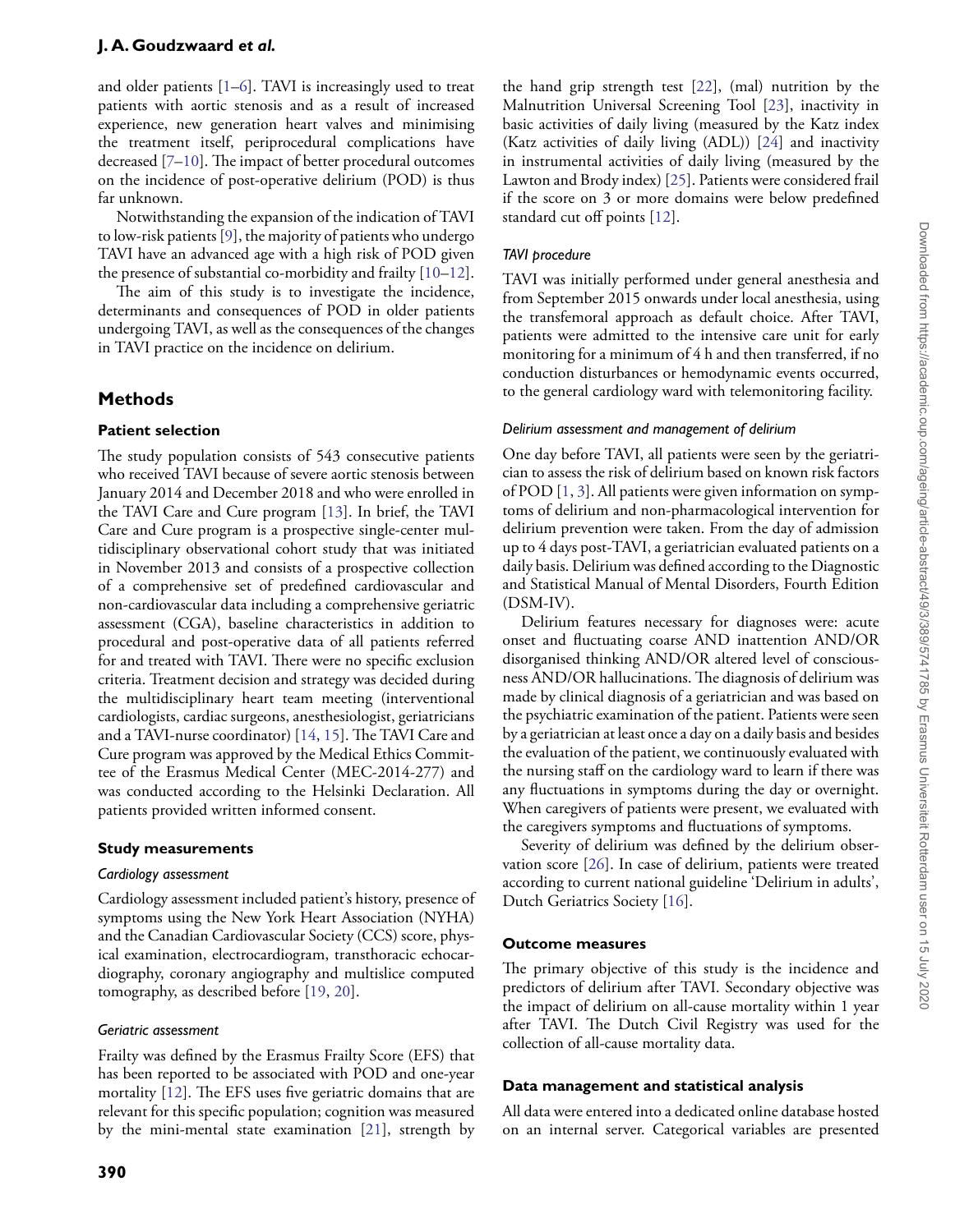and older patients [1–6]. TAVI is increasingly used to treat patients with aortic stenosis and as a result of increased experience, new generation heart valves and minimising the treatment itself, periprocedural complications have decreased [7–10]. The impact of better procedural outcomes on the incidence of post-operative delirium (POD) is thus far unknown.

Notwithstanding the expansion of the indication of TAVI to low-risk patients [9], the majority of patients who undergo TAVI have an advanced age with a high risk of POD given the presence of substantial co-morbidity and frailty [10–12].

The aim of this study is to investigate the incidence, determinants and consequences of POD in older patients undergoing TAVI, as well as the consequences of the changes in TAVI practice on the incidence on delirium.

## Methods

### Patient selection

The study population consists of 543 consecutive patients who received TAVI because of severe aortic stenosis between January 2014 and December 2018 and who were enrolled in the TAVI Care and Cure program [13]. In brief, the TAVI Care and Cure program is a prospective single-center multidisciplinary observational cohort study that was initiated in November 2013 and consists of a prospective collection of a comprehensive set of predefined cardiovascular and non-cardiovascular data including a comprehensive geriatric assessment (CGA), baseline characteristics in addition to procedural and post-operative data of all patients referred for and treated with TAVI. There were no specific exclusion criteria. Treatment decision and strategy was decided during the multidisciplinary heart team meeting (interventional cardiologists, cardiac surgeons, anesthesiologists, geriatricians and a TAVI-nurse coordinator) [14, 15]. The TAVI Care and Cure program was approved by the Medical Ethics Committee of the Erasmus Medical Center (MEC-2014-277) and was conducted according to the Helsinki Declaration. All patients provided written informed consent.

### Study measurements

#### *Cardiology assessment*

Cardiology assessment included patient's history, presence of symptoms using the New York Heart Association (NYHA) and the Canadian Cardiovascular Society (CCS) score, physical examination, electrocardiogram, transthoracic echocardiography, coronary angiography and multislice computed tomography, as described before [19, 20].

#### *Geriatric assessment*

Frailty was defined by the Erasmus Frailty Score (EFS) that has been reported to be associated with POD and one-year mortality [12]. The EFS uses five geriatric domains that are relevant for this specific population; cognition was measured by the mini-mental state examination [21], strength by the hand grip strength test [22], (mal) nutrition by the Malnutrition Universal Screening Tool [23], inactivity in basic activities of daily living (measured by the Katz index (Katz activities of daily living (ADL)) [24] and inactivity in instrumental activities of daily living (measured by the Lawton and Brody index) [25]. Patients were considered frail if the score on 3 or more domains were below predefined standard cut off points [12].

#### *TAVI procedure*

TAVI was initially performed under general anesthesia and from September 2015 onwards under local anesthesia, using the transfemoral approach as default choice. After TAVI, patients were admitted to the intensive care unit for early monitoring for a minimum of 4 h and then transferred, if no conduction disturbances or hemodynamic events occurred, to the general cardiology ward with telemonitoring facility.

#### *Delirium assessment and management of delirium*

One day before TAVI, all patients were seen by the geriatrician to assess the risk of delirium based on known risk factors of POD [1, 3]. All patients were given information on symptoms of delirium and non-pharmacological intervention for delirium prevention were taken. From the day of admission up to 4 days post-TAVI, a geriatrician evaluated patients on a daily basis. Delirium was defined according to the Diagnostic and Statistical Manual of Mental Disorders, Fourth Edition (DSM-IV).

Delirium features necessary for diagnoses were: acute onset and fluctuating coarse AND inattention AND/OR disorganised thinking AND/OR altered level of consciousness AND/OR hallucinations. The diagnosis of delirium was made by clinical diagnosis of a geriatrician and was based on the psychiatric examination of the patient. Patients were seen by a geriatrician at least once a day on a daily basis and besides the evaluation of the patient, we continuously evaluated with the nursing staff on the cardiology ward to learn if there was any fluctuations in symptoms during the day or overnight. When caregivers of patients were present, we evaluated with the caregivers symptoms and fluctuations of symptoms.

Severity of delirium was defined by the delirium observation score [26]. In case of delirium, patients were treated according to current national guideline 'Delirium in adults', Dutch Geriatrics Society [16].

### Outcome measures

The primary objective of this study is the incidence and predictors of delirium after TAVI. Secondary objective was the impact of delirium on all-cause mortality within 1 year after TAVI. The Dutch Civil Registry was used for the collection of all-cause mortality data.

### Data management and statistical analysis

All data were entered into a dedicated online database hosted on an internal server. Categorical variables are presented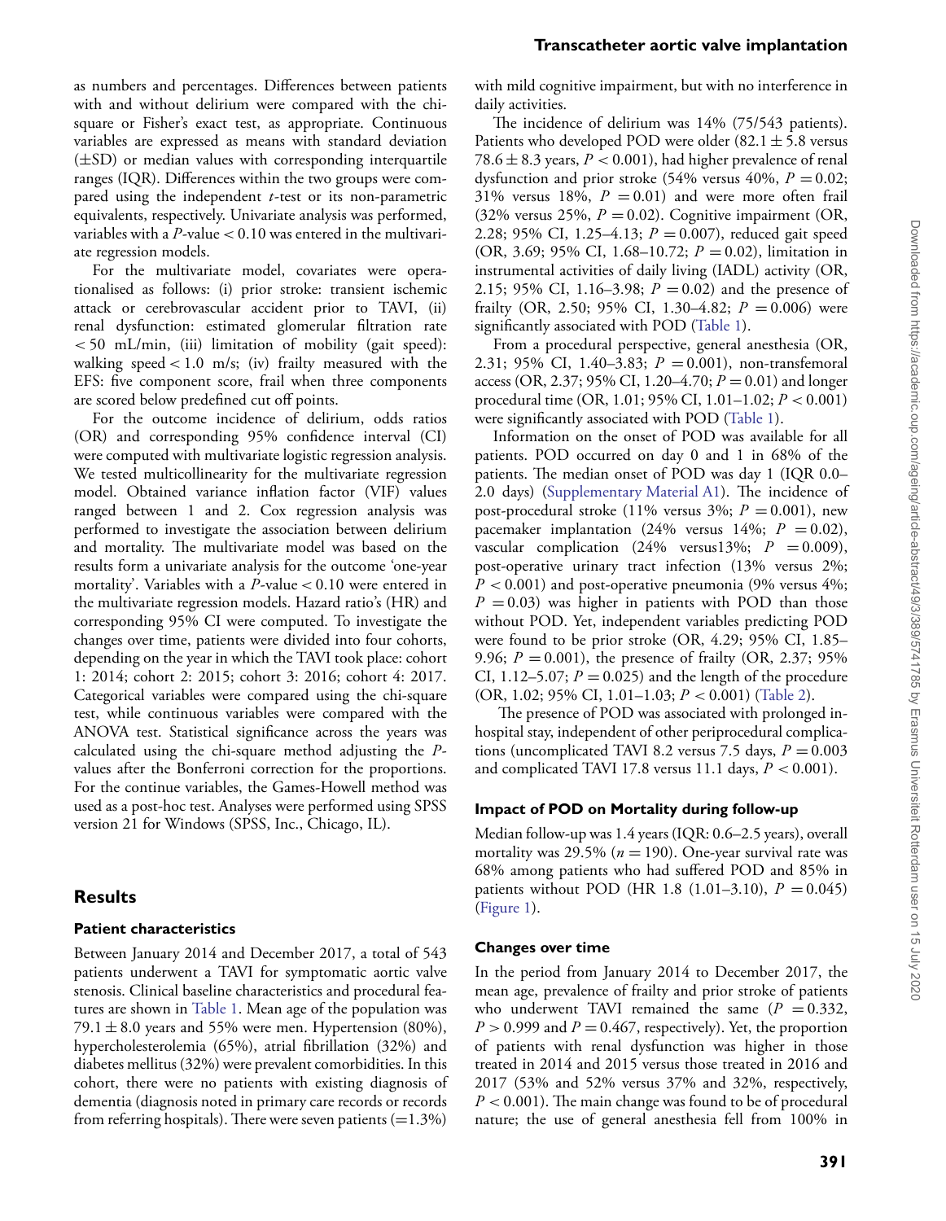as numbers and percentages. Differences between patients with and without delirium were compared with the chi-square or Fisher's exact test, as appropriate. Continuous variables are expressed as means with standard deviation (±SD) or median values with corresponding interquartile ranges (IQR). Differences within the two groups were compared using the independent *t*-test or its non-parametric equivalents, respectively. Univariate analysis was performed, variables with a *P*-value $< 0.10$ was entered in the multivariate regression models.

For the multivariate model, covariates were operationalised as follows: (i) prior stroke: transient ischemic attack or cerebrovascular accident prior to TAVI, (ii) renal dysfunction: estimated glomerular filtration rate $< 50$ mL/min, (iii) limitation of mobility (gait speed): walking speed $< 1.0$ m/s; (iv) frailty measured with the EFS: five component score, frail when three components are scored below predefined cut off points.

For the outcome incidence of delirium, odds ratios (OR) and corresponding 95% confidence interval (CI) were computed with multivariate logistic regression analysis. We tested multicollinearity for the multivariate regression model. Obtained variance inflation factor (VIF) values ranged between 1 and 2. Cox regression analysis was performed to investigate the association between delirium and mortality. The multivariate model was based on the results form a univariate analysis for the outcome 'one-year mortality'. Variables with a *P*-value $< 0.10$ were entered in the multivariate regression models. Hazard ratio's (HR) and corresponding 95% CI were computed. To investigate the changes over time, patients were divided into four cohorts, depending on the year in which the TAVI took place: cohort 1: 2014; cohort 2: 2015; cohort 3: 2016; cohort 4: 2017. Categorical variables were compared using the chi-square test, while continuous variables were compared with the ANOVA test. Statistical significance across the years was calculated using the chi-square method adjusting the *P*-values after the Bonferroni correction for the proportions. For the continue variables, the Games-Howell method was used as a post-hoc test. Analyses were performed using SPSS version 21 for Windows (SPSS, Inc., Chicago, IL).

## Results

### Patient characteristics

Between January 2014 and December 2017, a total of 543 patients underwent a TAVI for symptomatic aortic valve stenosis. Clinical baseline characteristics and procedural features are shown in Table 1. Mean age of the population was $79.1 \pm 8.0$ years and 55% were men. Hypertension (80%), hypercholesterolemia (65%), atrial fibrillation (32%) and diabetes mellitus (32%) were prevalent comorbidities. In this cohort, there were no patients with existing diagnosis of dementia (diagnosis noted in primary care records or records from referring hospitals). There were seven patients (=1.3%) with mild cognitive impairment, but with no interference in daily activities.

The incidence of delirium was 14% (75/543 patients). Patients who developed POD were older ($82.1 \pm 5.8$ versus $78.6 \pm 8.3$ years, $P < 0.001$), had higher prevalence of renal dysfunction and prior stroke (54% versus 40%, $P = 0.02$; 31% versus 18%, $P = 0.01$) and were more often frail (32% versus 25%, $P = 0.02$). Cognitive impairment (OR, 2.28; 95% CI, 1.25–4.13; $P = 0.007$), reduced gait speed (OR, 3.69; 95% CI, 1.68–10.72; $P = 0.02$), limitation in instrumental activities of daily living (IADL) activity (OR, 2.15; 95% CI, 1.16–3.98; $P = 0.02$) and the presence of frailty (OR, 2.50; 95% CI, 1.30–4.82; $P = 0.006$) were significantly associated with POD (Table 1).

From a procedural perspective, general anesthesia (OR, 2.31; 95% CI, 1.40–3.83; $P = 0.001$), non-transfemoral access (OR, 2.37; 95% CI, 1.20–4.70; $P = 0.01$) and longer procedural time (OR, 1.01; 95% CI, 1.01–1.02; $P < 0.001$) were significantly associated with POD (Table 1).

Information on the onset of POD was available for all patients. POD occurred on day 0 and 1 in 68% of the patients. The median onset of POD was day 1 (IQR 0.0–2.0 days) (Supplementary Material A1). The incidence of post-procedural stroke (11% versus 3%; $P = 0.001$), new pacemaker implantation (24% versus 14%; $P = 0.02$), vascular complication (24% versus13%; $P = 0.009$), post-operative urinary tract infection (13% versus 2%; $P < 0.001$) and post-operative pneumonia (9% versus 4%; $P = 0.03$) was higher in patients with POD than those without POD. Yet, independent variables predicting POD were found to be prior stroke (OR, 4.29; 95% CI, 1.85–9.96; $P = 0.001$), the presence of frailty (OR, 2.37; 95% CI, 1.12–5.07; $P = 0.025$) and the length of the procedure (OR, 1.02; 95% CI, 1.01–1.03; $P < 0.001$) (Table 2).

The presence of POD was associated with prolonged in-hospital stay, independent of other periprocedural complications (uncomplicated TAVI 8.2 versus 7.5 days, $P = 0.003$ and complicated TAVI 17.8 versus 11.1 days, $P < 0.001$).

### Impact of POD on Mortality during follow-up

Median follow-up was 1.4 years (IQR: 0.6–2.5 years), overall mortality was 29.5% ($n = 190$). One-year survival rate was 68% among patients who had suffered POD and 85% in patients without POD (HR 1.8 (1.01–3.10), $P = 0.045$) (Figure 1).

### Changes over time

In the period from January 2014 to December 2017, the mean age, prevalence of frailty and prior stroke of patients who underwent TAVI remained the same ($P = 0.332$, $P > 0.999$ and $P = 0.467$, respectively). Yet, the proportion of patients with renal dysfunction was higher in those treated in 2014 and 2015 versus those treated in 2016 and 2017 (53% and 52% versus 37% and 32%, respectively, $P < 0.001$). The main change was found to be of procedural nature; the use of general anesthesia fell from 100% in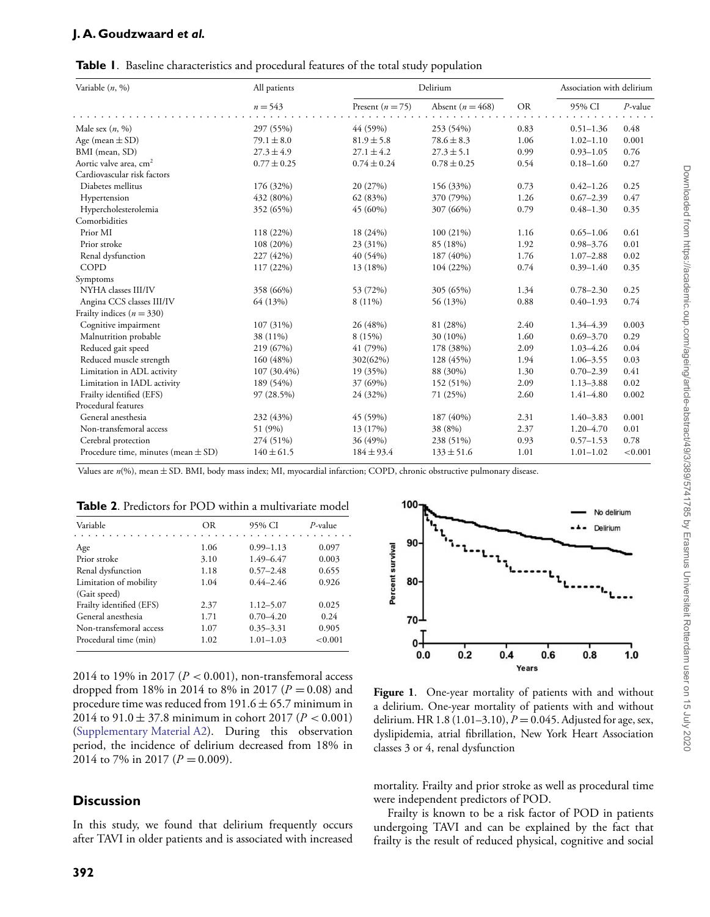**Table 1**. Baseline characteristics and procedural features of the total study population

| Variable (*n*, %) | All patients | Delirium | | | Association with delirium | |
|---|---|---|---|---|---|---|
| | *n* = 543 | Present (*n* = 75) | Absent (*n* = 468) | OR | 95% CI | *P*-value |
| Male sex (*n*, %) | 297 (55%) | 44 (59%) | 253 (54%) | 0.83 | 0.51–1.36 | 0.48 |
| Age (mean ± SD) | 79.1 ± 8.0 | 81.9 ± 5.8 | 78.6 ± 8.3 | 1.06 | 1.02–1.10 | 0.001 |
| BMI (mean, SD) | 27.3 ± 4.9 | 27.1 ± 4.2 | 27.3 ± 5.1 | 0.99 | 0.93–1.05 | 0.76 |
| Aortic valve area, $cm^2$ | 0.77 ± 0.25 | 0.74 ± 0.24 | 0.78 ± 0.25 | 0.54 | 0.18–1.60 | 0.27 |
| Cardiovascular risk factors | | | | | | |
| Diabetes mellitus | 176 (32%) | 20 (27%) | 156 (33%) | 0.73 | 0.42–1.26 | 0.25 |
| Hypertension | 432 (80%) | 62 (83%) | 370 (79%) | 1.26 | 0.67–2.39 | 0.47 |
| Hypercholesterolemia | 352 (65%) | 45 (60%) | 307 (66%) | 0.79 | 0.48–1.30 | 0.35 |
| Comorbidities | | | | | | |
| Prior MI | 118 (22%) | 18 (24%) | 100 (21%) | 1.16 | 0.65–1.06 | 0.61 |
| Prior stroke | 108 (20%) | 23 (31%) | 85 (18%) | 1.92 | 0.98–3.76 | 0.01 |
| Renal dysfunction | 227 (42%) | 40 (54%) | 187 (40%) | 1.76 | 1.07–2.88 | 0.02 |
| COPD | 117 (22%) | 13 (18%) | 104 (22%) | 0.74 | 0.39–1.40 | 0.35 |
| Symptoms | | | | | | |
| NYHA classes III/IV | 358 (66%) | 53 (72%) | 305 (65%) | 1.34 | 0.78–2.30 | 0.25 |
| Angina CCS classes III/IV | 64 (13%) | 8 (11%) | 56 (13%) | 0.88 | 0.40–1.93 | 0.74 |
| Frailty indices (*n* = 330) | | | | | | |
| Cognitive impairment | 107 (31%) | 26 (48%) | 81 (28%) | 2.40 | 1.34–4.39 | 0.003 |
| Malnutrition probable | 38 (11%) | 8 (15%) | 30 (10%) | 1.60 | 0.69–3.70 | 0.29 |
| Reduced gait speed | 219 (67%) | 41 (79%) | 178 (38%) | 2.09 | 1.03–4.26 | 0.04 |
| Reduced muscle strength | 160 (48%) | 302(62%) | 128 (45%) | 1.94 | 1.06–3.55 | 0.03 |
| Limitation in ADL activity | 107 (30.4%) | 19 (35%) | 88 (30%) | 1.30 | 0.70–2.39 | 0.41 |
| Limitation in IADL activity | 189 (54%) | 37 (69%) | 152 (51%) | 2.09 | 1.13–3.88 | 0.02 |
| Frailty identified (EFS) | 97 (28.5%) | 24 (32%) | 71 (25%) | 2.60 | 1.41–4.80 | 0.002 |
| Procedural features | | | | | | |
| General anesthesia | 232 (43%) | 45 (59%) | 187 (40%) | 2.31 | 1.40–3.83 | 0.001 |
| Non-transfemoral access | 51 (9%) | 13 (17%) | 38 (8%) | 2.37 | 1.20–4.70 | 0.01 |
| Cerebral protection | 274 (51%) | 36 (49%) | 238 (51%) | 0.93 | 0.57–1.53 | 0.78 |
| Procedure time, minutes (mean ± SD) | 140 ± 61.5 | 184 ± 93.4 | 133 ± 51.6 | 1.01 | 1.01–1.02 | <0.001 |

Values are *n*(%), mean ± SD. BMI, body mass index; MI, myocardial infarction; COPD, chronic obstructive pulmonary disease.

**Table 2**. Predictors for POD within a multivariate model

| Variable | OR | 95% CI | *P*-value |
|---|---|---|---|
| Age | 1.06 | 0.99–1.13 | 0.097 |
| Prior stroke | 3.10 | 1.49–6.47 | 0.003 |
| Renal dysfunction | 1.18 | 0.57–2.48 | 0.655 |
| Limitation of mobility (Gait speed) | 1.04 | 0.44–2.46 | 0.926 |
| Frailty identified (EFS) | 2.37 | 1.12–5.07 | 0.025 |
| General anesthesia | 1.71 | 0.70–4.20 | 0.24 |
| Non-transfemoral access | 1.07 | 0.35–3.31 | 0.905 |
| Procedural time (min) | 1.02 | 1.01–1.03 | <0.001 |

2014 to 19% in 2017 ($P < 0.001$), non-transfemoral access dropped from 18% in 2014 to 8% in 2017 ($P = 0.08$) and procedure time was reduced from 191.6 ± 65.7 minimum in 2014 to 91.0 ± 37.8 minimum in cohort 2017 ($P < 0.001$) (Supplementary Material A2). During this observation period, the incidence of delirium decreased from 18% in 2014 to 7% in 2017 ($P = 0.009$).

**Figure 1**. One-year mortality of patients with and without a delirium. One-year mortality of patients with and without delirium. HR 1.8 (1.01–3.10), $P = 0.045$. Adjusted for age, sex, dyslipidemia, atrial fibrillation, New York Heart Association classes 3 or 4, renal dysfunction

## Discussion

In this study, we found that delirium frequently occurs after TAVI in older patients and is associated with increased mortality. Frailty and prior stroke as well as procedural time were independent predictors of POD.

Frailty is known to be a risk factor of POD in patients undergoing TAVI and can be explained by the fact that frailty is the result of reduced physical, cognitive and social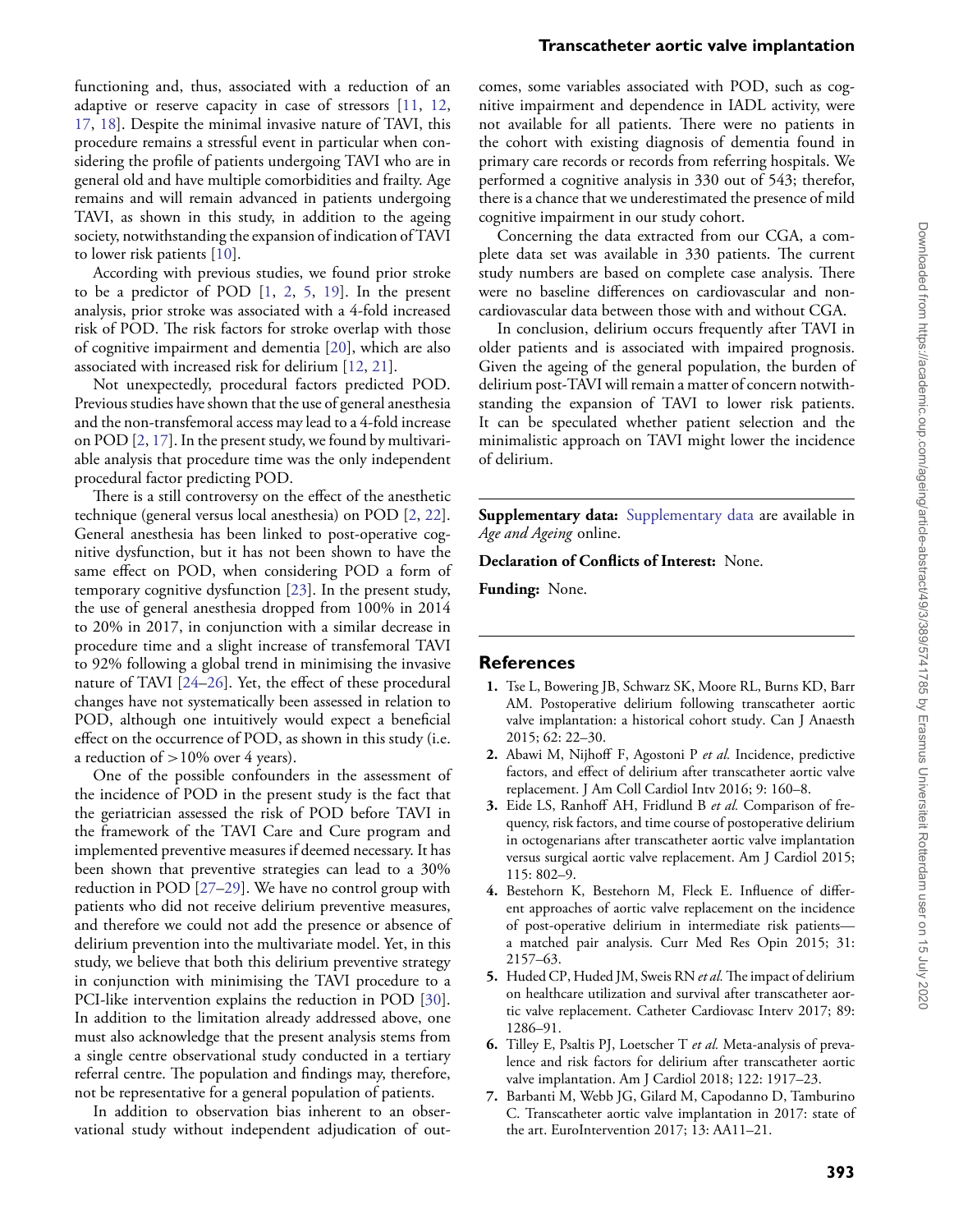functioning and, thus, associated with a reduction of an adaptive or reserve capacity in case of stressors [11, 12, 17, 18]. Despite the minimal invasive nature of TAVI, this procedure remains a stressful event in particular when considering the profile of patients undergoing TAVI who are in general old and have multiple comorbidities and frailty. Age remains and will remain advanced in patients undergoing TAVI, as shown in this study, in addition to the ageing society, notwithstanding the expansion of indication of TAVI to lower risk patients [10].

According with previous studies, we found prior stroke to be a predictor of POD [1, 2, 5, 19]. In the present analysis, prior stroke was associated with a 4-fold increased risk of POD. The risk factors for stroke overlap with those of cognitive impairment and dementia [20], which are also associated with increased risk for delirium [12, 21].

Not unexpectedly, procedural factors predicted POD. Previous studies have shown that the use of general anesthesia and the non-transfemoral access may lead to a 4-fold increase on POD [2, 17]. In the present study, we found by multivariable analysis that procedure time was the only independent procedural factor predicting POD.

There is a still controversy on the effect of the anesthetic technique (general versus local anesthesia) on POD [2, 22]. General anesthesia has been linked to post-operative cognitive dysfunction, but it has not been shown to have the same effect on POD, when considering POD a form of temporary cognitive dysfunction [23]. In the present study, the use of general anesthesia dropped from 100% in 2014 to 20% in 2017, in conjunction with a similar decrease in procedure time and a slight increase of transfemoral TAVI to 92% following a global trend in minimising the invasive nature of TAVI [24–26]. Yet, the effect of these procedural changes have not systematically been assessed in relation to POD, although one intuitively would expect a beneficial effect on the occurrence of POD, as shown in this study (i.e. a reduction of >10% over 4 years).

One of the possible confounders in the assessment of the incidence of POD in the present study is the fact that the geriatrician assessed the risk of POD before TAVI in the framework of the TAVI Care and Cure program and implemented preventive measures if deemed necessary. It has been shown that preventive strategies can lead to a 30% reduction in POD [27–29]. We have no control group with patients who did not receive delirium preventive measures, and therefore we could not add the presence or absence of delirium prevention into the multivariate model. Yet, in this study, we believe that both this delirium preventive strategy in conjunction with minimising the TAVI procedure to a PCI-like intervention explains the reduction in POD [30]. In addition to the limitation already addressed above, one must also acknowledge that the present analysis stems from a single centre observational study conducted in a tertiary referral centre. The population and findings may, therefore, not be representative for a general population of patients.

In addition to observation bias inherent to an observational study without independent adjudication of outcomes, some variables associated with POD, such as cognitive impairment and dependence in IADL activity, were not available for all patients. There were no patients in the cohort with existing diagnosis of dementia found in primary care records or records from referring hospitals. We performed a cognitive analysis in 330 out of 543; therefor, there is a chance that we underestimated the presence of mild cognitive impairment in our study cohort.

Concerning the data extracted from our CGA, a complete data set was available in 330 patients. The current study numbers are based on complete case analysis. There were no baseline differences on cardiovascular and non-cardiovascular data between those with and without CGA.

In conclusion, delirium occurs frequently after TAVI in older patients and is associated with impaired prognosis. Given the ageing of the general population, the burden of delirium post-TAVI will remain a matter of concern notwithstanding the expansion of TAVI to lower risk patients. It can be speculated whether patient selection and the minimalistic approach on TAVI might lower the incidence of delirium.

**Supplementary data:** Supplementary data are available in *Age and Ageing* online.

**Declaration of Conflicts of Interest:** None.

**Funding:** None.

## References

1. Tse L, Bowering JB, Schwarz SK, Moore RL, Burns KD, Barr AM. Postoperative delirium following transcatheter aortic valve implantation: a historical cohort study. Can J Anaesth 2015; 62: 22–30.
2. Abawi M, Nijhoff F, Agostoni P *et al.* Incidence, predictive factors, and effect of delirium after transcatheter aortic valve replacement. J Am Coll Cardiol Intv 2016; 9: 160–8.
3. Eide LS, Ranhoff AH, Fridlund B *et al.* Comparison of frequency, risk factors, and time course of postoperative delirium in octogenarians after transcatheter aortic valve implantation versus surgical aortic valve replacement. Am J Cardiol 2015; 115: 802–9.
4. Bestehorn K, Bestehorn M, Fleck E. Influence of different approaches of aortic valve replacement on the incidence of post-operative delirium in intermediate risk patients—a matched pair analysis. Curr Med Res Opin 2015; 31: 2157–63.
5. Huded CP, Huded JM, Sweis RN *et al.* The impact of delirium on healthcare utilization and survival after transcatheter aortic valve replacement. Catheter Cardiovasc Interv 2017; 89: 1286–91.
6. Tilley E, Psaltis PJ, Loetscher T *et al.* Meta-analysis of prevalence and risk factors for delirium after transcatheter aortic valve implantation. Am J Cardiol 2018; 122: 1917–23.
7. Barbanti M, Webb JG, Gilard M, Capodanno D, Tamburino C. Transcatheter aortic valve implantation in 2017: state of the art. EuroIntervention 2017; 13: AA11–21.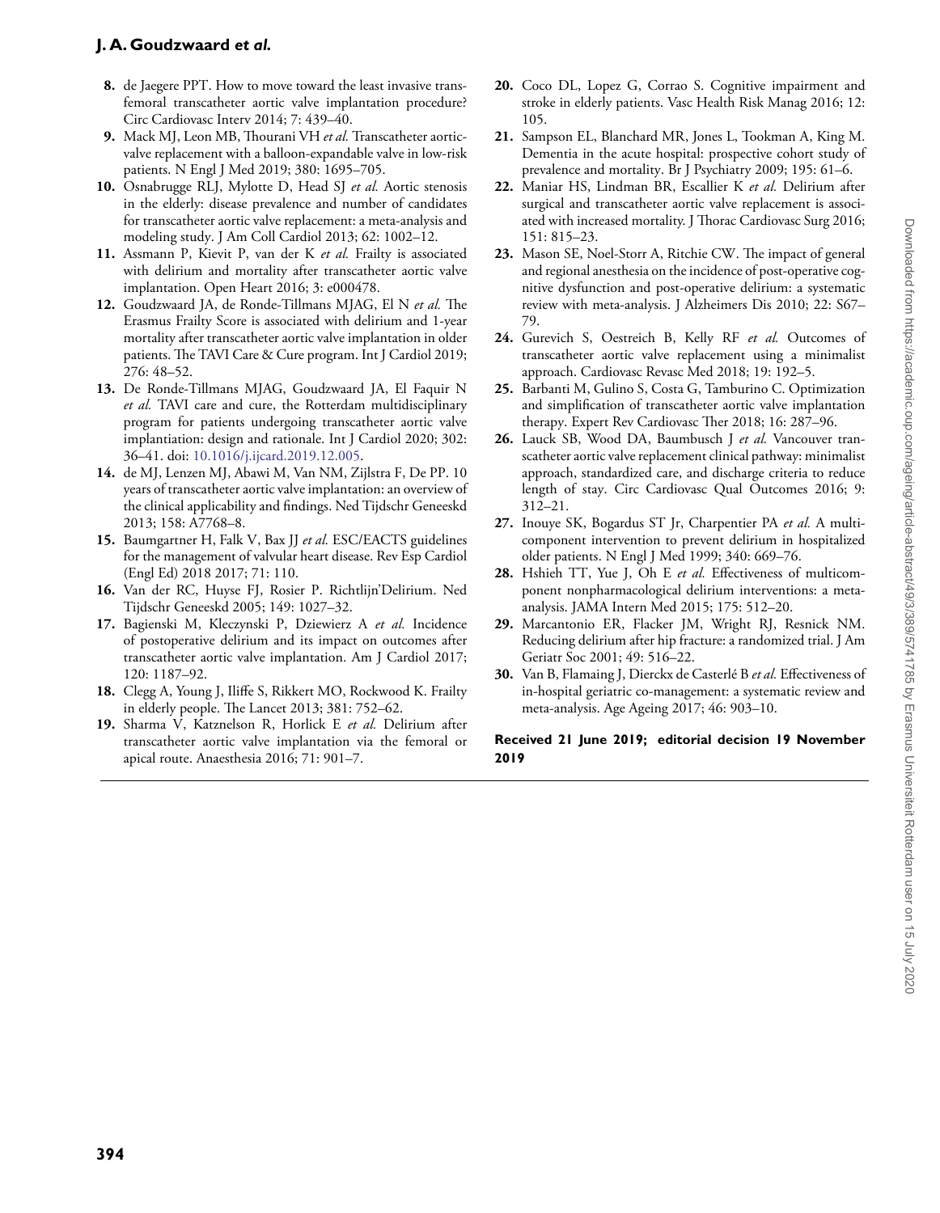8. de Jaegere PPT. How to move toward the least invasive transfemoral transcatheter aortic valve implantation procedure? Circ Cardiovasc Interv 2014; 7: 439–40.
9. Mack MJ, Leon MB, Thourani VH *et al.* Transcatheter aortic-valve replacement with a balloon-expandable valve in low-risk patients. N Engl J Med 2019; 380: 1695–705.
10. Osnabrugge RLJ, Mylotte D, Head SJ *et al.* Aortic stenosis in the elderly: disease prevalence and number of candidates for transcatheter aortic valve replacement: a meta-analysis and modeling study. J Am Coll Cardiol 2013; 62: 1002–12.
11. Assmann P, Kievit P, van der K *et al.* Frailty is associated with delirium and mortality after transcatheter aortic valve implantation. Open Heart 2016; 3: e000478.
12. Goudzwaard JA, de Ronde-Tillmans MJAG, El N *et al.* The Erasmus Frailty Score is associated with delirium and 1-year mortality after transcatheter aortic valve implantation in older patients. The TAVI Care & Cure program. Int J Cardiol 2019; 276: 48–52.
13. De Ronde-Tillmans MJAG, Goudzwaard JA, El Faquir N *et al.* TAVI care and cure, the Rotterdam multidisciplinary program for patients undergoing transcatheter aortic valve implantiation: design and rationale. Int J Cardiol 2020; 302: 36–41. doi: 10.1016/j.ijcard.2019.12.005.
14. de MJ, Lenzen MJ, Abawi M, Van NM, Zijlstra F, De PP. 10 years of transcatheter aortic valve implantation: an overview of the clinical applicability and findings. Ned Tijdschr Geneeskd 2013; 158: A7768–8.
15. Baumgartner H, Falk V, Bax JJ *et al.* ESC/EACTS guidelines for the management of valvular heart disease. Rev Esp Cardiol (Engl Ed) 2018 2017; 71: 110.
16. Van der RC, Huyse FJ, Rosier P. Richtlijn'Delirium. Ned Tijdschr Geneeskd 2005; 149: 1027–32.
17. Bagienski M, Kleczynski P, Dziewierz A *et al.* Incidence of postoperative delirium and its impact on outcomes after transcatheter aortic valve implantation. Am J Cardiol 2017; 120: 1187–92.
18. Clegg A, Young J, Iliffe S, Rikkert MO, Rockwood K. Frailty in elderly people. The Lancet 2013; 381: 752–62.
19. Sharma V, Katznelson R, Horlick E *et al.* Delirium after transcatheter aortic valve implantation via the femoral or apical route. Anaesthesia 2016; 71: 901–7.
20. Coco DL, Lopez G, Corrao S. Cognitive impairment and stroke in elderly patients. Vasc Health Risk Manag 2016; 12: 105.
21. Sampson EL, Blanchard MR, Jones L, Tookman A, King M. Dementia in the acute hospital: prospective cohort study of prevalence and mortality. Br J Psychiatry 2009; 195: 61–6.
22. Maniar HS, Lindman BR, Escallier K *et al.* Delirium after surgical and transcatheter aortic valve replacement is associated with increased mortality. J Thorac Cardiovasc Surg 2016; 151: 815–23.
23. Mason SE, Noel-Storr A, Ritchie CW. The impact of general and regional anesthesia on the incidence of post-operative cognitive dysfunction and post-operative delirium: a systematic review with meta-analysis. J Alzheimers Dis 2010; 22: S67–79.
24. Gurevich S, Oestreich B, Kelly RF *et al.* Outcomes of transcatheter aortic valve replacement using a minimalist approach. Cardiovasc Revasc Med 2018; 19: 192–5.
25. Barbanti M, Gulino S, Costa G, Tamburino C. Optimization and simplification of transcatheter aortic valve implantation therapy. Expert Rev Cardiovasc Ther 2018; 16: 287–96.
26. Lauck SB, Wood DA, Baumbusch J *et al.* Vancouver transcatheter aortic valve replacement clinical pathway: minimalist approach, standardized care, and discharge criteria to reduce length of stay. Circ Cardiovasc Qual Outcomes 2016; 9: 312–21.
27. Inouye SK, Bogardus ST Jr, Charpentier PA *et al.* A multicomponent intervention to prevent delirium in hospitalized older patients. N Engl J Med 1999; 340: 669–76.
28. Hshieh TT, Yue J, Oh E *et al.* Effectiveness of multicomponent nonpharmacological delirium interventions: a meta-analysis. JAMA Intern Med 2015; 175: 512–20.
29. Marcantonio ER, Flacker JM, Wright RJ, Resnick NM. Reducing delirium after hip fracture: a randomized trial. J Am Geriatr Soc 2001; 49: 516–22.
30. Van B, Flamaing J, Dierckx de Casterlé B *et al.* Effectiveness of in-hospital geriatric co-management: a systematic review and meta-analysis. Age Ageing 2017; 46: 903–10.

**Received 21 June 2019; editorial decision 19 November 2019**